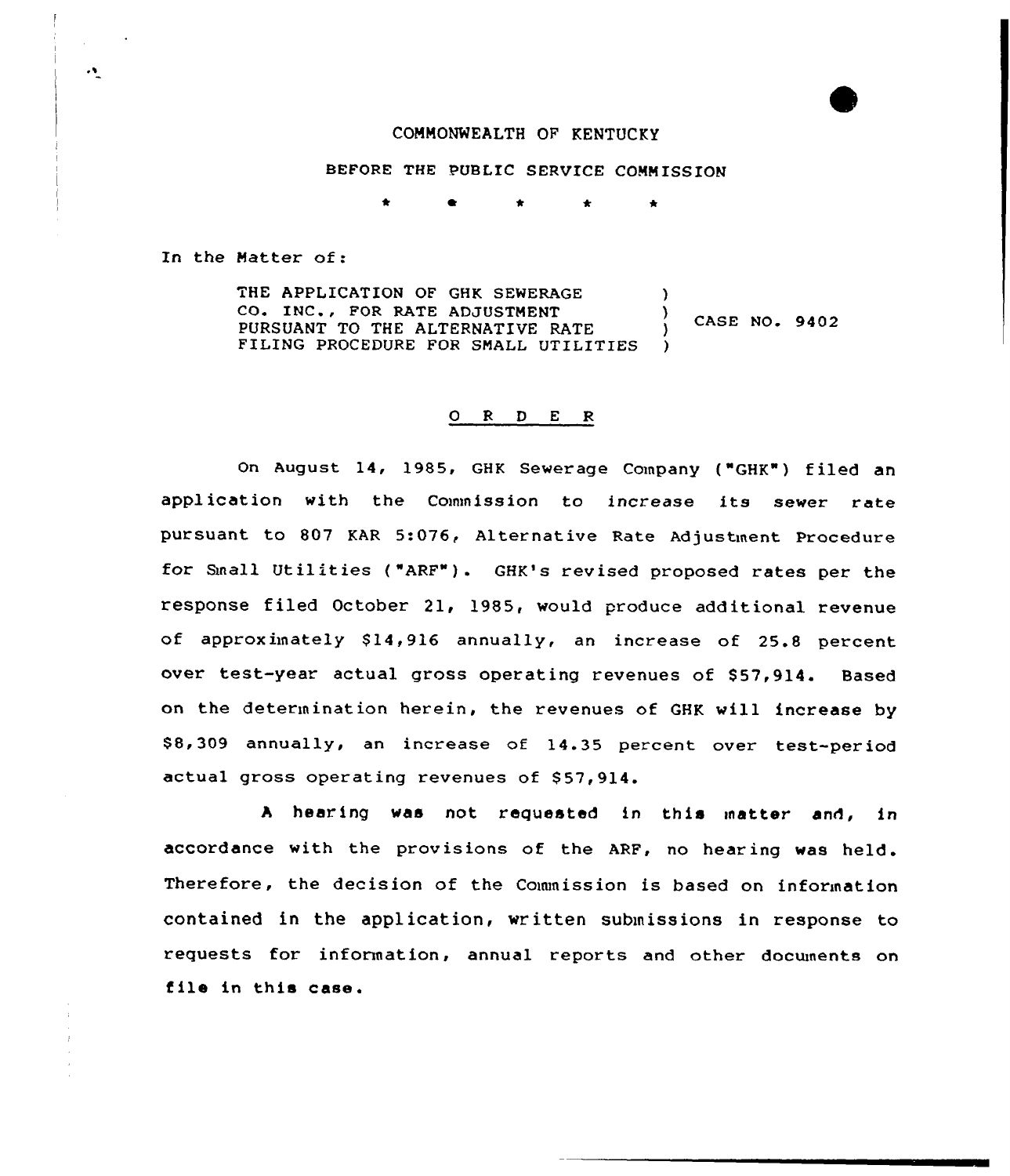COMMONWEALTH OF KENTUCKY

BEFORE THE PUBLIC SERVICE COMMISSION

\* \* \* \* \*

In the Matter of:

| | | |
|---|---|---|
| THE APPLICATION OF GHK SEWERAGE CO. INC., FOR RATE ADJUSTMENT PURSUANT TO THE ALTERNATIVE RATE FILING PROCEDURE FOR SMALL UTILITIES | ) | CASE NO. 9402 |

## O R D E R

On August 14, 1985, GHK Sewerage Company ("GHK") filed an application with the Commission to increase its sewer rate pursuant to 807 KAR 5:076, Alternative Rate Adjustment Procedure for Small Utilities ("ARF"). GHK's revised proposed rates per the response filed October 21, 1985, would produce additional revenue of approximately $14,916 annually, an increase of 25.8 percent over test-year actual gross operating revenues of $57,914. Based on the determination herein, the revenues of GHK will increase by $8,309 annually, an increase of 14.35 percent over test-period actual gross operating revenues of $57,914.

A hearing was not requested in this matter and, in accordance with the provisions of the ARF, no hearing was held. Therefore, the decision of the Commission is based on information contained in the application, written submissions in response to requests for information, annual reports and other documents on file in this case.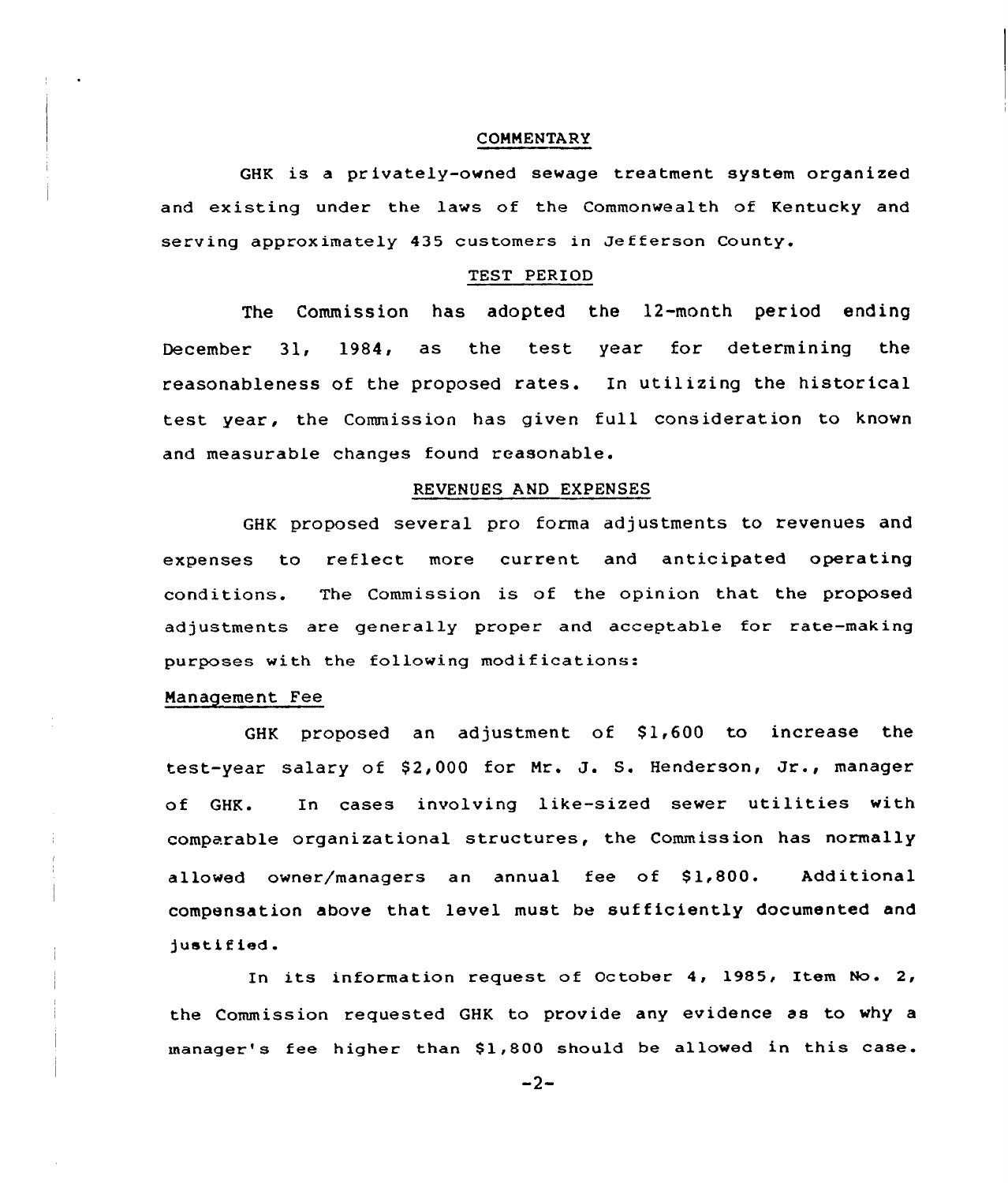## COMMENTARY

GHK is a privately-owned sewage treatment system organized and existing under the laws of the Commonwealth of Kentucky and serving approximately 435 customers in Jefferson County.

## TEST PERIOD

The Commission has adopted the 12-month period ending December 31, 1984, as the test year for determining the reasonableness of the proposed rates. In utilizing the historical test year, the Commission has given full consideration to known and measurable changes found reasonable.

## REVENUES AND EXPENSES

GHK proposed several pro forma adjustments to revenues and expenses to reflect more current and anticipated operating conditions. The Commission is of the opinion that the proposed adjustments are generally proper and acceptable for rate-making purposes with the following modifications:

### Management Fee

GHK proposed an adjustment of $1,600 to increase the test-year salary of $2,000 for Mr. J. S. Henderson, Jr., manager of GHK. In cases involving like-sized sewer utilities with comparable organizational structures, the Commission has normally allowed owner/managers an annual fee of $1,800. Additional compensation above that level must be sufficiently documented and justified.

In its information request of October 4, 1985, Item No. 2, the Commission requested GHK to provide any evidence as to why a manager's fee higher than $1,800 should be allowed in this case.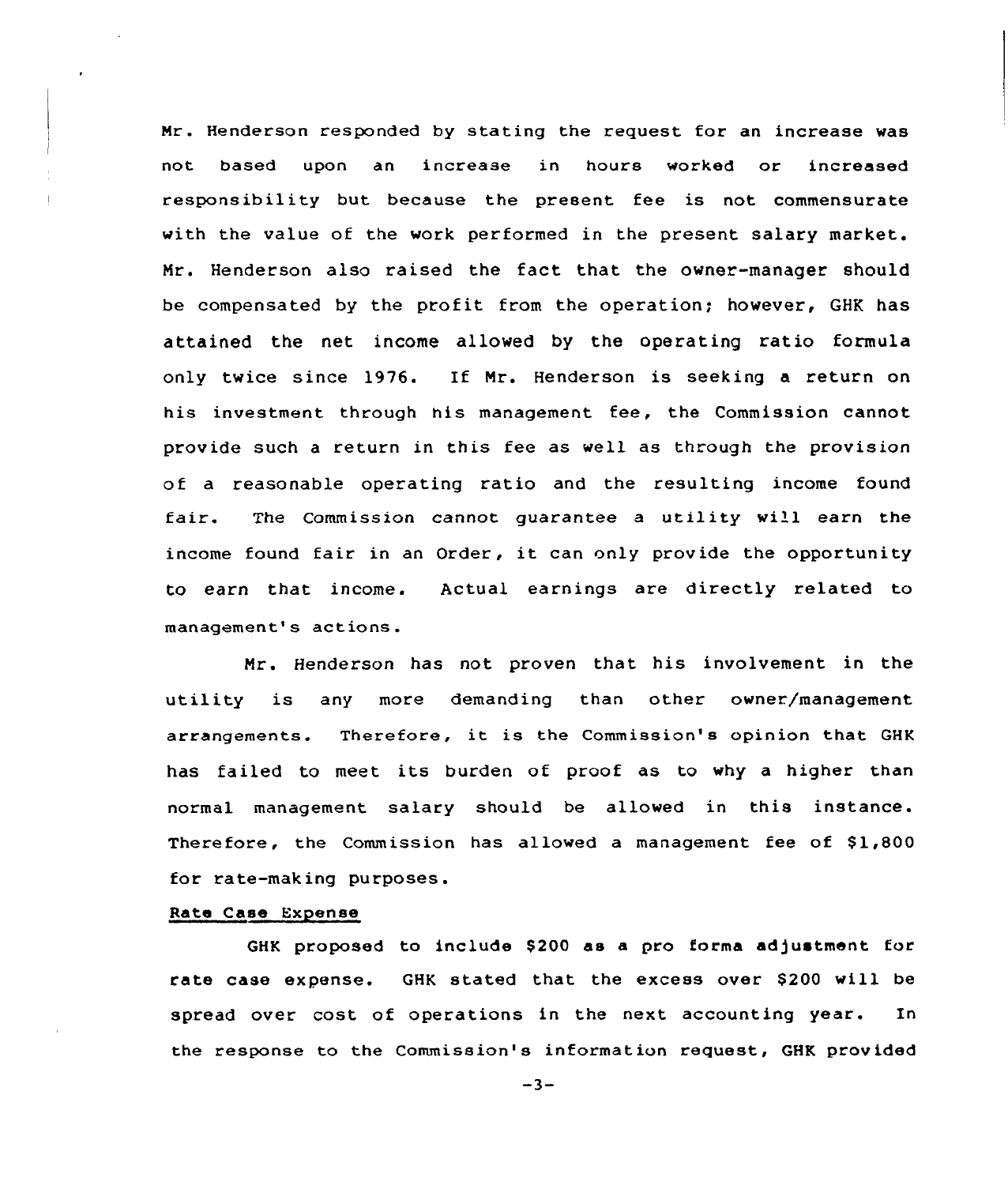Mr. Henderson responded by stating the request for an increase was not based upon an increase in hours worked or increased responsibility but because the present fee is not commensurate with the value of the work performed in the present salary market. Mr. Henderson also raised the fact that the owner-manager should be compensated by the profit from the operation; however, GHK has attained the net income allowed by the operating ratio formula only twice since 1976. If Mr. Henderson is seeking a return on his investment through his management fee, the Commission cannot provide such a return in this fee as well as through the provision of a reasonable operating ratio and the resulting income found fair. The Commission cannot guarantee a utility will earn the income found fair in an Order, it can only provide the opportunity to earn that income. Actual earnings are directly related to management's actions.

Mr. Henderson has not proven that his involvement in the utility is any more demanding than other owner/management arrangements. Therefore, it is the Commission's opinion that GHK has failed to meet its burden of proof as to why a higher than normal management salary should be allowed in this instance. Therefore, the Commission has allowed a management fee of $1,800 for rate-making purposes.

## Rate Case Expense

GHK proposed to include $200 as a pro forma adjustment for rate case expense. GHK stated that the excess over $200 will be spread over cost of operations in the next accounting year. In the response to the Commission's information request, GHK provided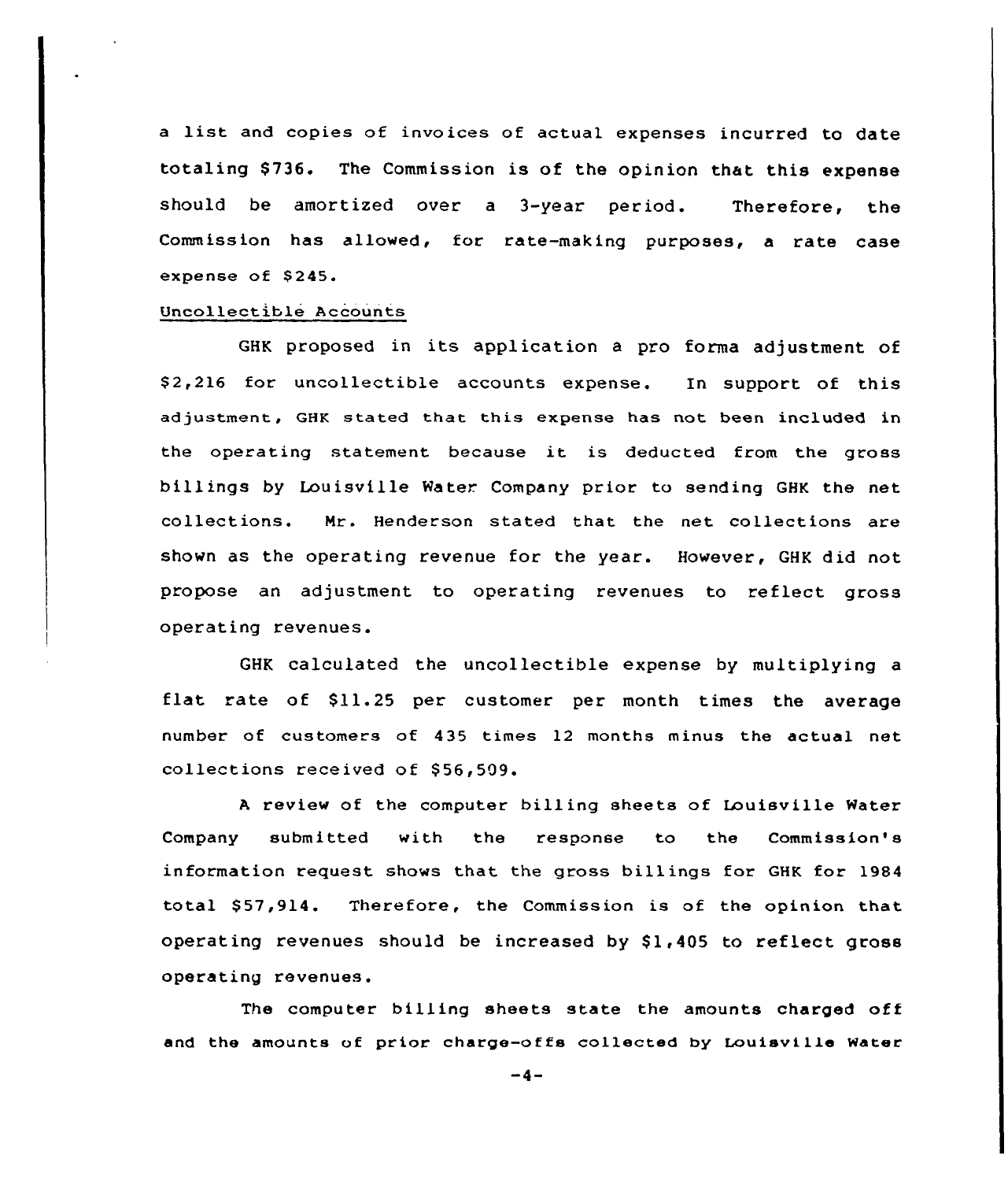a list and copies of invoices of actual expenses incurred to date totaling $736. The Commission is of the opinion that this expense should be amortized over a 3-year period. Therefore, the Commission has allowed, for rate-making purposes, a rate case expense of $245.

Uncollectible Accounts

GHK proposed in its application a pro forma adjustment of $2,216 for uncollectible accounts expense. In support of this adjustment, GHK stated that this expense has not been included in the operating statement because it is deducted from the gross billings by Louisville Water Company prior to sending GHK the net collections. Mr. Henderson stated that the net collections are shown as the operating revenue for the year. However, GHK did not propose an adjustment to operating revenues to reflect gross operating revenues.

GHK calculated the uncollectible expense by multiplying a flat rate of $11.25 per customer per month times the average number of customers of 435 times 12 months minus the actual net collections received of $56,509.

A review of the computer billing sheets of Louisville Water Company submitted with the response to the Commission's information request shows that the gross billings for GHK for 1984 total $57,914. Therefore, the Commission is of the opinion that operating revenues should be increased by $1,405 to reflect gross operating revenues.

The computer billing sheets state the amounts charged off and the amounts of prior charge-offs collected by Louisville Water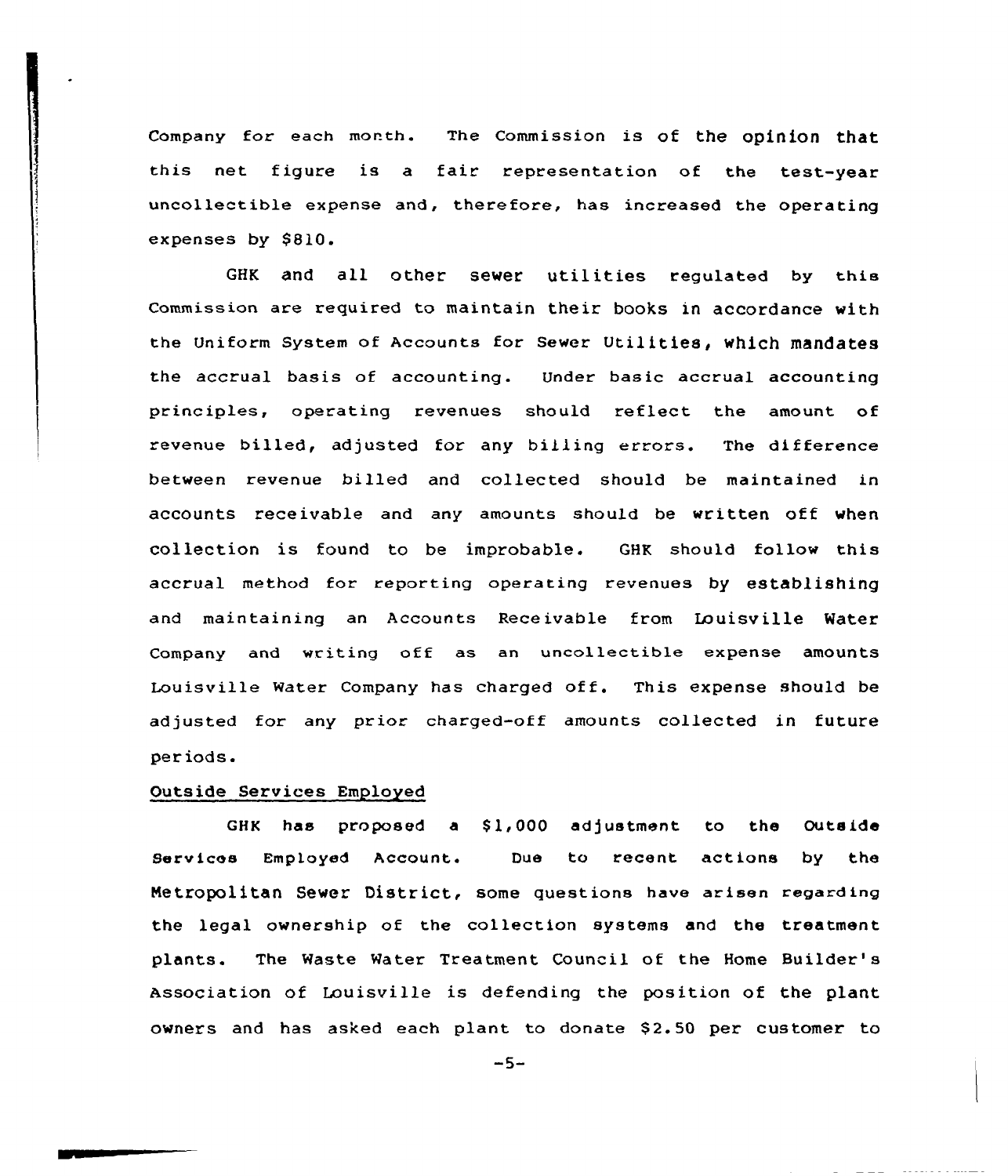Company for each month. The Commission is of the opinion that this net figure is a fair representation of the test-year uncollectible expense and, therefore, has increased the operating expenses by $810.

GHK and all other sewer utilities regulated by this Commission are required to maintain their books in accordance with the Uniform System of Accounts for Sewer Utilities, which mandates the accrual basis of accounting. Under basic accrual accounting principles, operating revenues should reflect the amount of revenue billed, adjusted for any billing errors. The difference between revenue billed and collected should be maintained in accounts receivable and any amounts should be written off when collection is found to be improbable. GHK should follow this accrual method for reporting operating revenues by establishing and maintaining an Accounts Receivable from Louisville Water Company and writing off as an uncollectible expense amounts Louisville Water Company has charged off. This expense should be adjusted for any prior charged-off amounts collected in future periods.

Outside Services Employed

GHK has proposed a $1,000 adjustment to the Outside Services Employed Account. Due to recent actions by the Metropolitan Sewer District, some questions have arisen regarding the legal ownership of the collection systems and the treatment plants. The Waste Water Treatment Council of the Home Builder's Association of Louisville is defending the position of the plant owners and has asked each plant to donate $2.50 per customer to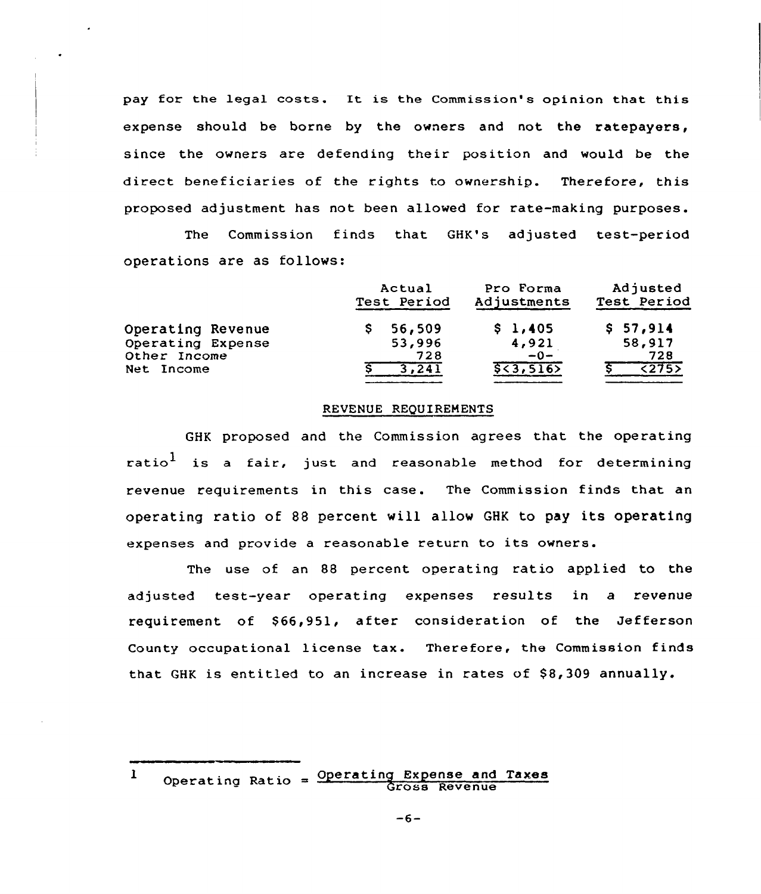pay for the legal costs. It is the Commission's opinion that this expense should be borne by the owners and not the ratepayers, since the owners are defending their position and would be the direct beneficiaries of the rights to ownership. Therefore, this proposed adjustment has not been allowed for rate-making purposes.

The Commission finds that GHK's adjusted test-period operations are as follows:

| | Actual Test Period | Pro Forma Adjustments | Adjusted Test Period |
|---|---|---|---|
| Operating Revenue | $ 56,509 | $ 1,405 | $ 57,914 |
| Operating Expense | 53,996 | 4,921 | 58,917 |
| Other Income | 728 | -0- | 728 |
| Net Income | $ 3,241 | $<3,516> | $ <275> |

## REVENUE REQUIREMENTS

GHK proposed and the Commission agrees that the operating ratio[1] is a fair, just and reasonable method for determining revenue requirements in this case. The Commission finds that an operating ratio of 88 percent will allow GHK to pay its operating expenses and provide a reasonable return to its owners.

The use of an 88 percent operating ratio applied to the adjusted test-year operating expenses results in a revenue requirement of $66,951, after consideration of the Jefferson County occupational license tax. Therefore, the Commission finds that GHK is entitled to an increase in rates of $8,309 annually.

---

[1] $\text{Operating Ratio} = \frac{\text{Operating Expense and Taxes}}{\text{Gross Revenue}}$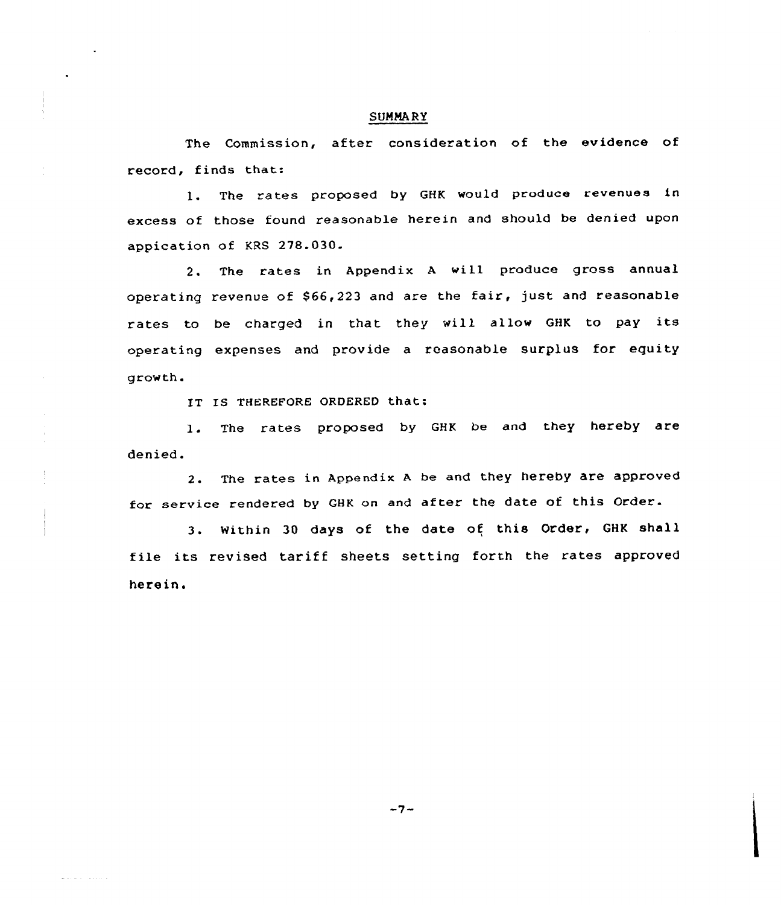## SUMMARY

The Commission, after consideration of the evidence of record, finds that:

1. The rates proposed by GHK would produce revenues in excess of those found reasonable herein and should be denied upon appication of KRS 278.030.

2. The rates in Appendix A will produce gross annual operating revenue of $66,223 and are the fair, just and reasonable rates to be charged in that they will allow GHK to pay its operating expenses and provide a reasonable surplus for equity growth.

IT IS THEREFORE ORDERED that:

1. The rates proposed by GHK be and they hereby are denied.

2. The rates in Appendix A be and they hereby are approved for service rendered by GHK on and after the date of this Order.

3. Within 30 days of the date of this Order, GHK shall file its revised tariff sheets setting forth the rates approved herein.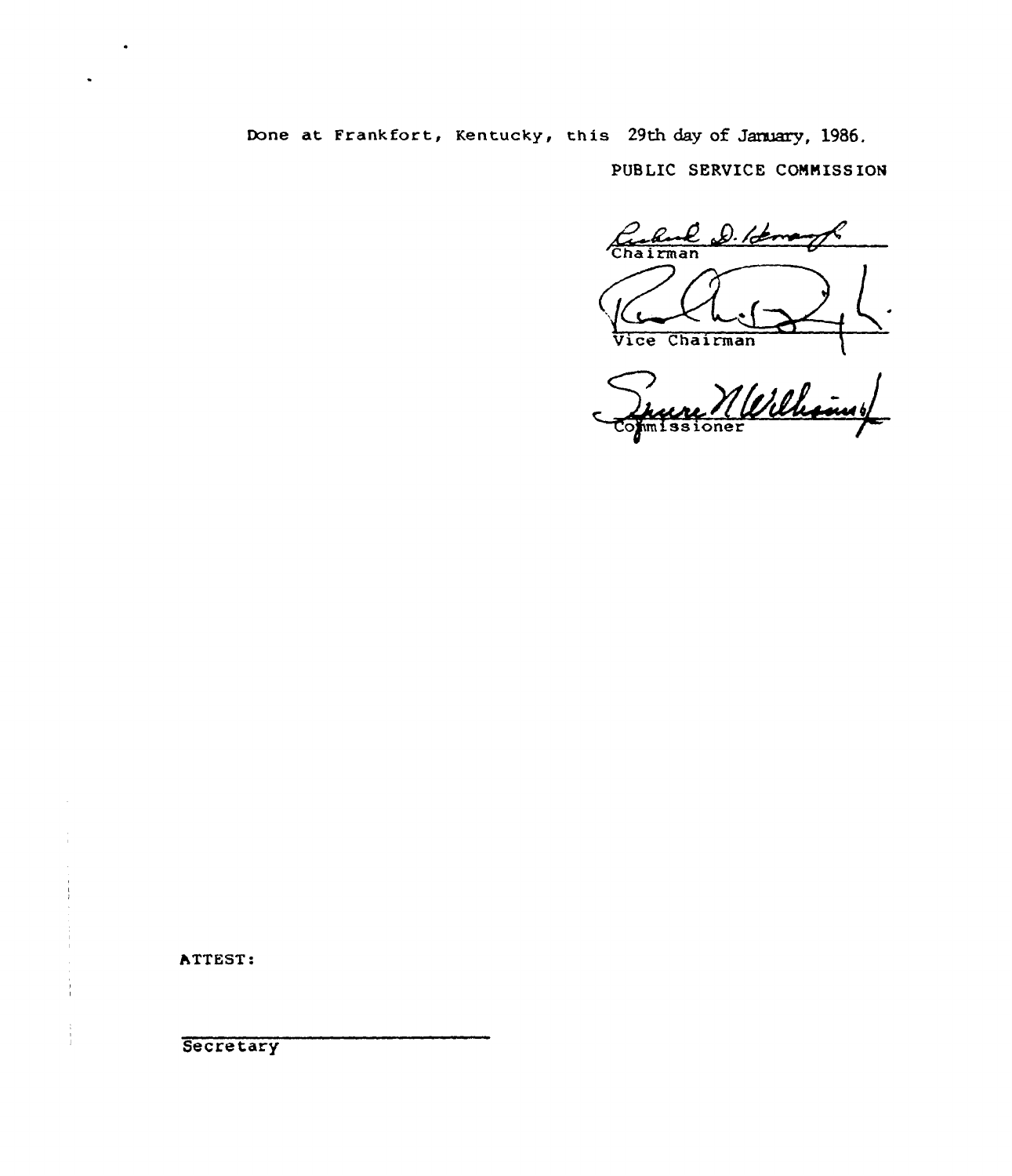Done at Frankfort, Kentucky, this 29th day of January, 1986.

PUBLIC SERVICE COMMISSION

Chairman

Vice Chairman

Commissioner

ATTEST:

Secretary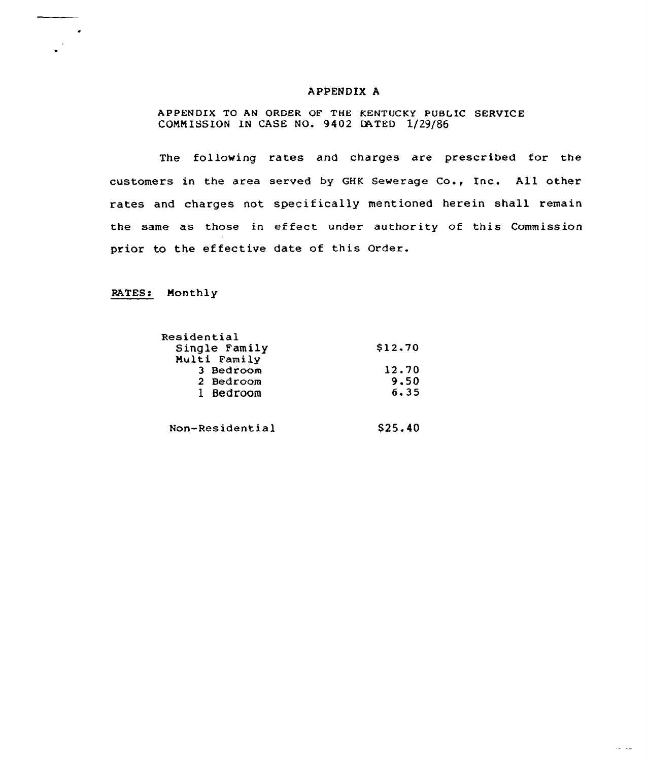# APPENDIX A

APPENDIX TO AN ORDER OF THE KENTUCKY PUBLIC SERVICE COMMISSION IN CASE NO. 9402 DATED 1/29/86

The following rates and charges are prescribed for the customers in the area served by GHK Sewerage Co., Inc. All other rates and charges not specifically mentioned herein shall remain the same as those in effect under authority of this Commission prior to the effective date of this Order.

RATES: Monthly

| | |
|---|---|
| Residential | |
| Single Family | $12.70 |
| Multi Family | |
| 3 Bedroom | 12.70 |
| 2 Bedroom | 9.50 |
| 1 Bedroom | 6.35 |
| Non-Residential | $25.40 |